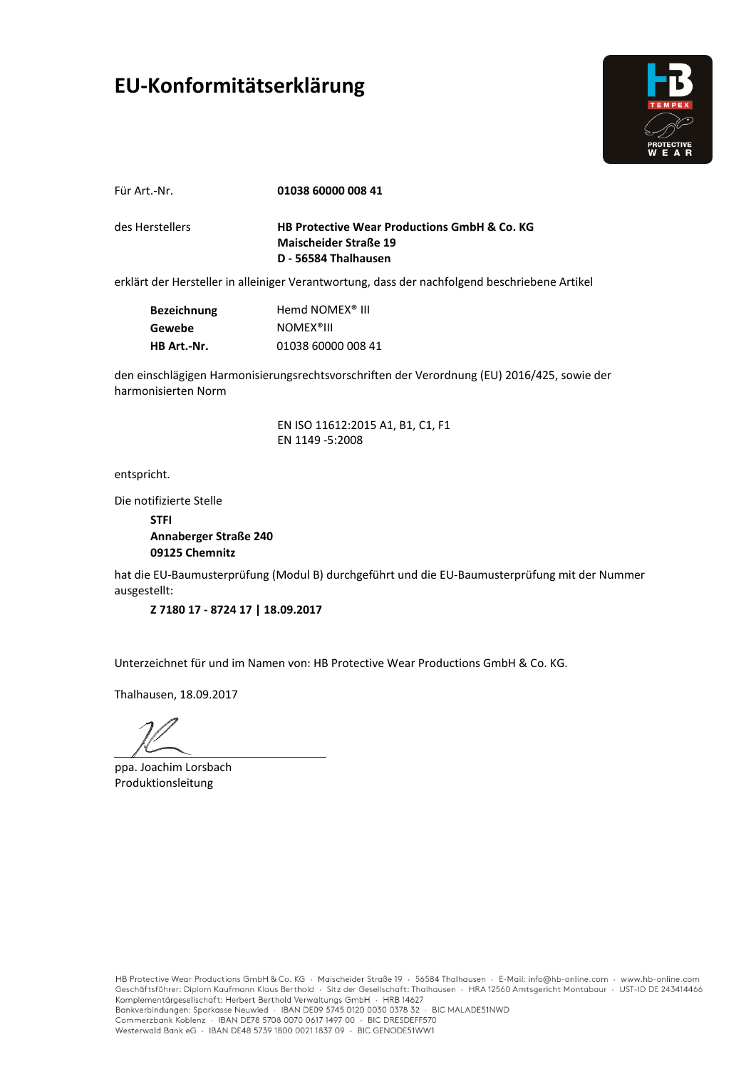# EU-Konformitätserklärung

Für Art.-Nr. **01038 60000 008 41**

des Herstellers **HB Protective Wear Productions GmbH & Co. KG**
**Maischeider Straße 19**
**D - 56584 Thalhausen**

erklärt der Hersteller in alleiniger Verantwortung, dass der nachfolgend beschriebene Artikel

| | |
|---|---|
| **Bezeichnung** | Hemd NOMEX® III |
| **Gewebe** | NOMEX®III |
| **HB Art.-Nr.** | 01038 60000 008 41 |

den einschlägigen Harmonisierungsrechtsvorschriften der Verordnung (EU) 2016/425, sowie der harmonisierten Norm

EN ISO 11612:2015 A1, B1, C1, F1
EN 1149 -5:2008

entspricht.

Die notifizierte Stelle

**STFI**
**Annaberger Straße 240**
**09125 Chemnitz**

hat die EU-Baumusterprüfung (Modul B) durchgeführt und die EU-Baumusterprüfung mit der Nummer ausgestellt:

**Z 7180 17 - 8724 17 | 18.09.2017**

Unterzeichnet für und im Namen von: HB Protective Wear Productions GmbH & Co. KG.

Thalhausen, 18.09.2017

ppa. Joachim Lorsbach
Produktionsleitung

HB Protective Wear Productions GmbH & Co. KG · Maischeider Straße 19 · 56584 Thalhausen · E-Mail: info@hb-online.com · www.hb-online.com
Geschäftsführer: Diplom Kaufmann Klaus Berthold · Sitz der Gesellschaft: Thalhausen · HRA 12560 Amtsgericht Montabaur · UST-ID DE 243414466
Komplementärgesellschaft: Herbert Berthold Verwaltungs GmbH · HRB 14627
Bankverbindungen: Sparkasse Neuwied · IBAN DE09 5745 0120 0030 0378 32 · BIC MALADE51NWD
Commerzbank Koblenz · IBAN DE78 5708 0070 0617 1497 00 · BIC DRESDEFF570
Westerwald Bank eG · IBAN DE48 5739 1800 0021 1837 09 · BIC GENODE51WW1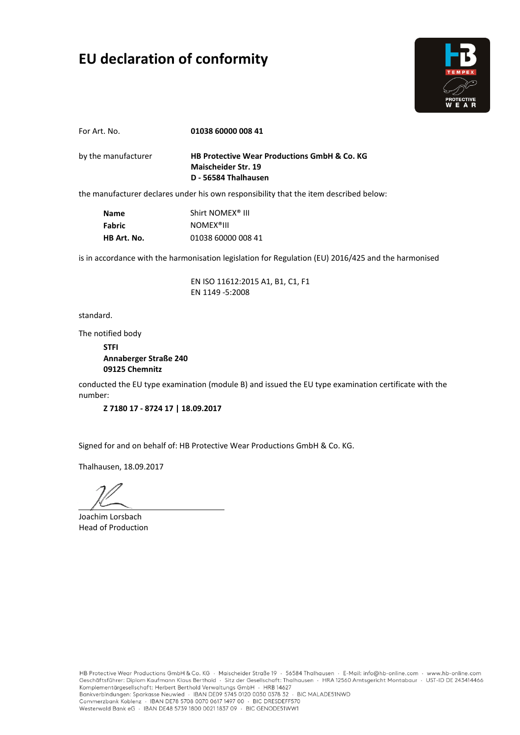# EU declaration of conformity

For Art. No. **01038 60000 008 41**

by the manufacturer **HB Protective Wear Productions GmbH & Co. KG**
**Maischeider Str. 19**
**D - 56584 Thalhausen**

the manufacturer declares under his own responsibility that the item described below:

| | |
|---|---|
| **Name** | Shirt NOMEX® III |
| **Fabric** | NOMEX®III |
| **HB Art. No.** | 01038 60000 008 41 |

is in accordance with the harmonisation legislation for Regulation (EU) 2016/425 and the harmonised

EN ISO 11612:2015 A1, B1, C1, F1
EN 1149 -5:2008

standard.

The notified body

**STFI**
**Annaberger Straße 240**
**09125 Chemnitz**

conducted the EU type examination (module B) and issued the EU type examination certificate with the number:

**Z 7180 17 - 8724 17 | 18.09.2017**

Signed for and on behalf of: HB Protective Wear Productions GmbH & Co. KG.

Thalhausen, 18.09.2017

Joachim Lorsbach
Head of Production

HB Protective Wear Productions GmbH & Co. KG · Maischeider Straße 19 · 56584 Thalhausen · E-Mail: info@hb-online.com · www.hb-online.com
Geschäftsführer: Diplom Kaufmann Klaus Berthold · Sitz der Gesellschaft: Thalhausen · HRA 12560 Amtsgericht Montabaur · UST-ID DE 243414466
Komplementärgesellschaft: Herbert Berthold Verwaltungs GmbH · HRB 14627
Bankverbindungen: Sparkasse Neuwied · IBAN DE09 5745 0120 0030 0378 32 · BIC MALADE51NWD
Commerzbank Koblenz · IBAN DE78 5708 0070 0617 1497 00 · BIC DRESDEFF570
Westerwald Bank eG · IBAN DE48 5739 1800 0021 1837 09 · BIC GENODE51WW1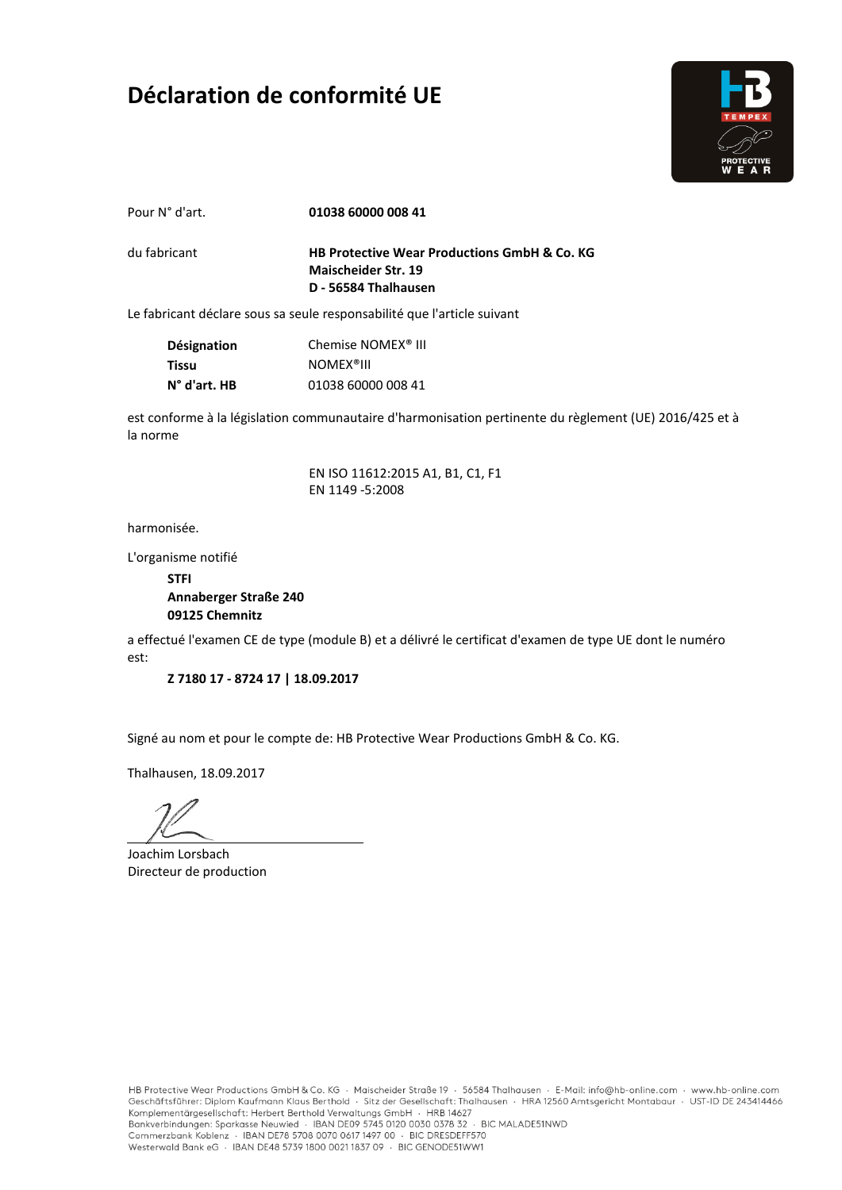# Déclaration de conformité UE

Pour N° d'art. **01038 60000 008 41**

du fabricant **HB Protective Wear Productions GmbH & Co. KG**
**Maischeider Str. 19**
**D - 56584 Thalhausen**

Le fabricant déclare sous sa seule responsabilité que l'article suivant

| | |
|---|---|
| **Désignation** | Chemise NOMEX® III |
| **Tissu** | NOMEX®III |
| **N° d'art. HB** | 01038 60000 008 41 |

est conforme à la législation communautaire d'harmonisation pertinente du règlement (UE) 2016/425 et à la norme

EN ISO 11612:2015 A1, B1, C1, F1
EN 1149 -5:2008

harmonisée.

L'organisme notifié

**STFI**
**Annaberger Straße 240**
**09125 Chemnitz**

a effectué l'examen CE de type (module B) et a délivré le certificat d'examen de type UE dont le numéro est:

**Z 7180 17 - 8724 17 | 18.09.2017**

Signé au nom et pour le compte de: HB Protective Wear Productions GmbH & Co. KG.

Thalhausen, 18.09.2017

Joachim Lorsbach
Directeur de production

HB Protective Wear Productions GmbH & Co. KG · Maischeider Straße 19 · 56584 Thalhausen · E-Mail: info@hb-online.com · www.hb-online.com
Geschäftsführer: Diplom Kaufmann Klaus Berthold · Sitz der Gesellschaft: Thalhausen · HRA 12560 Amtsgericht Montabaur · UST-ID DE 243414466
Komplementärgesellschaft: Herbert Berthold Verwaltungs GmbH · HRB 14627
Bankverbindungen: Sparkasse Neuwied · IBAN DE09 5745 0120 0030 0378 32 · BIC MALADE51NWD
Commerzbank Koblenz · IBAN DE78 5708 0070 0617 1497 00 · BIC DRESDEFF570
Westerwald Bank eG · IBAN DE48 5739 1800 0021 1837 09 · BIC GENODE51WW1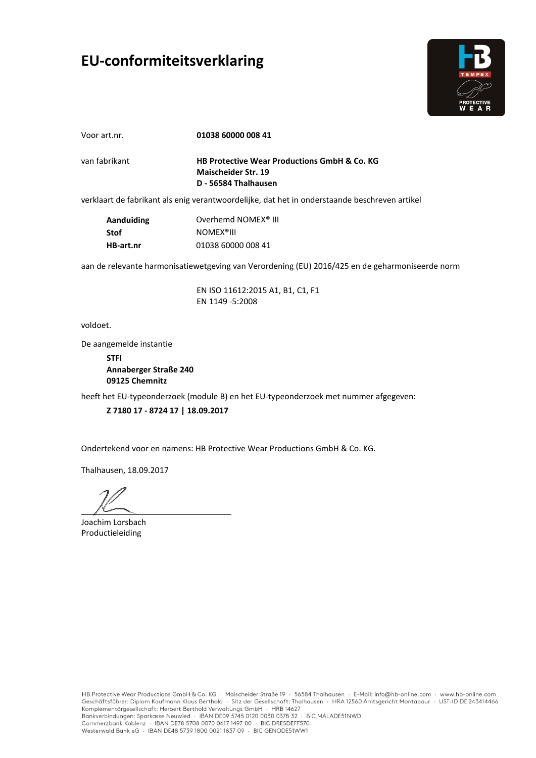# EU-conformiteitsverklaring

Voor art.nr. **01038 60000 008 41**

van fabrikant **HB Protective Wear Productions GmbH & Co. KG**
**Maischeider Str. 19**
**D - 56584 Thalhausen**

verklaart de fabrikant als enig verantwoordelijke, dat het in onderstaande beschreven artikel

| | |
|---|---|
| **Aanduiding** | Overhemd NOMEX® III |
| **Stof** | NOMEX®III |
| **HB-art.nr** | 01038 60000 008 41 |

aan de relevante harmonisatiewetgeving van Verordening (EU) 2016/425 en de geharmoniseerde norm

EN ISO 11612:2015 A1, B1, C1, F1
EN 1149 -5:2008

voldoet.

De aangemelde instantie

**STFI**
**Annaberger Straße 240**
**09125 Chemnitz**

heeft het EU-typeonderzoek (module B) en het EU-typeonderzoek met nummer afgegeven:

**Z 7180 17 - 8724 17 | 18.09.2017**

Ondertekend voor en namens: HB Protective Wear Productions GmbH & Co. KG.

Thalhausen, 18.09.2017

Joachim Lorsbach
Productieleiding

HB Protective Wear Productions GmbH & Co. KG · Maischeider Straße 19 · 56584 Thalhausen · E-Mail: info@hb-online.com · www.hb-online.com
Geschäftsführer: Diplom Kaufmann Klaus Berthold · Sitz der Gesellschaft: Thalhausen · HRA 12560 Amtsgericht Montabaur · UST-ID DE 243414466
Komplementärgesellschaft: Herbert Berthold Verwaltungs GmbH · HRB 14627
Bankverbindungen: Sparkasse Neuwied · IBAN DE09 5745 0120 0030 0378 32 · BIC MALADE51NWD
Commerzbank Koblenz · IBAN DE78 5708 0070 0617 1497 00 · BIC DRESDEFF570
Westerwald Bank eG · IBAN DE48 5739 1800 0021 1837 09 · BIC GENODE51WW1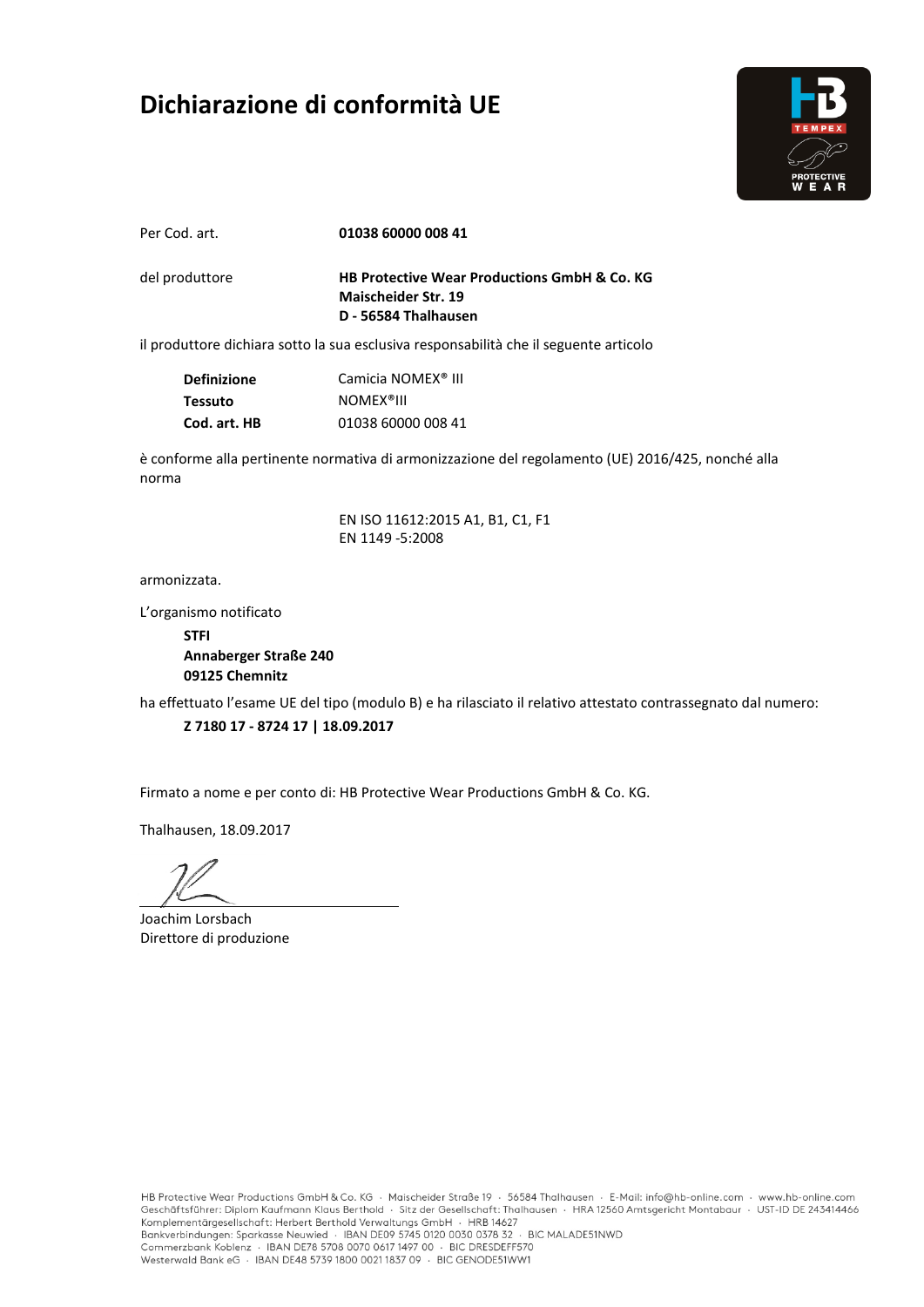# Dichiarazione di conformità UE

Per Cod. art. **01038 60000 008 41**

del produttore **HB Protective Wear Productions GmbH & Co. KG**
**Maischeider Str. 19**
**D - 56584 Thalhausen**

il produttore dichiara sotto la sua esclusiva responsabilità che il seguente articolo

| | |
|---|---|
| **Definizione** | Camicia NOMEX® III |
| **Tessuto** | NOMEX®III |
| **Cod. art. HB** | 01038 60000 008 41 |

è conforme alla pertinente normativa di armonizzazione del regolamento (UE) 2016/425, nonché alla norma

EN ISO 11612:2015 A1, B1, C1, F1
EN 1149 -5:2008

armonizzata.

L'organismo notificato

**STFI**
**Annaberger Straße 240**
**09125 Chemnitz**

ha effettuato l'esame UE del tipo (modulo B) e ha rilasciato il relativo attestato contrassegnato dal numero:

**Z 7180 17 - 8724 17 | 18.09.2017**

Firmato a nome e per conto di: HB Protective Wear Productions GmbH & Co. KG.

Thalhausen, 18.09.2017

Joachim Lorsbach
Direttore di produzione

HB Protective Wear Productions GmbH & Co. KG · Maischeider Straße 19 · 56584 Thalhausen · E-Mail: info@hb-online.com · www.hb-online.com
Geschäftsführer: Diplom Kaufmann Klaus Berthold · Sitz der Gesellschaft: Thalhausen · HRA 12560 Amtsgericht Montabaur · UST-ID DE 243414466
Komplementärgesellschaft: Herbert Berthold Verwaltungs GmbH · HRB 14627
Bankverbindungen: Sparkasse Neuwied · IBAN DE09 5745 0120 0030 0378 32 · BIC MALADE51NWD
Commerzbank Koblenz · IBAN DE78 5708 0070 0617 1497 00 · BIC DRESDEFF570
Westerwald Bank eG · IBAN DE48 5739 1800 0021 1837 09 · BIC GENODE51WW1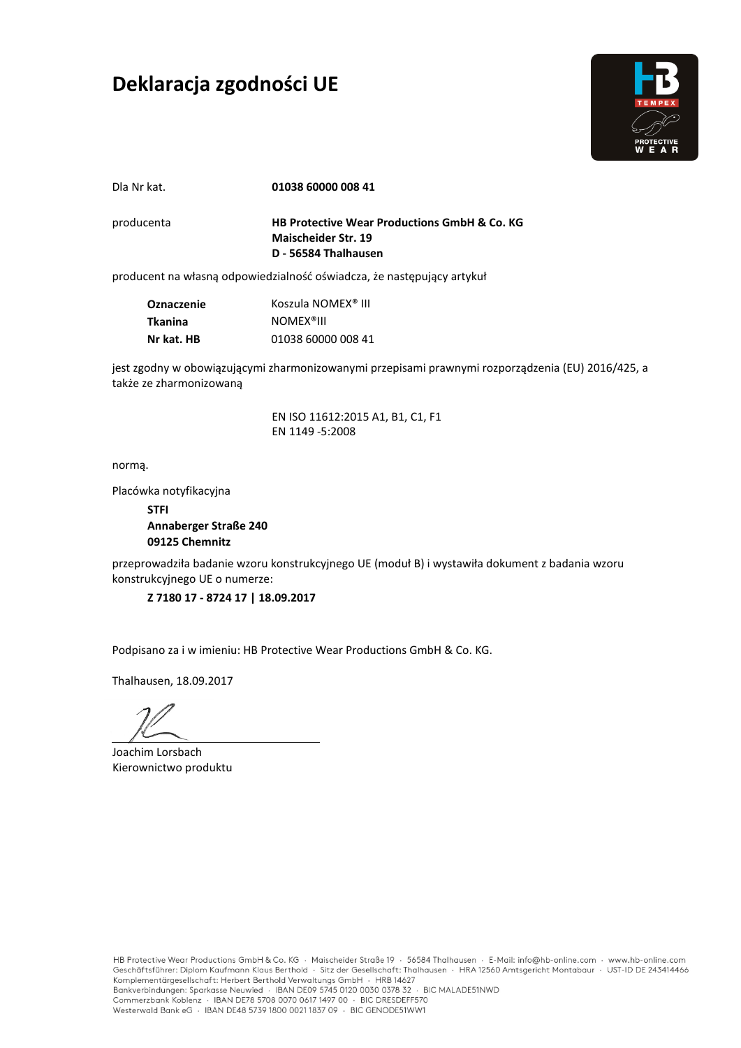# Deklaracja zgodności UE

| | |
|---|---|
| Dla Nr kat. | **01038 60000 008 41** |
| producenta | **HB Protective Wear Productions GmbH & Co. KG**<br>**Maischeider Str. 19**<br>**D - 56584 Thalhausen** |

producent na własną odpowiedzialność oświadcza, że następujący artykuł

| | |
|---|---|
| **Oznaczenie** | Koszula NOMEX® III |
| **Tkanina** | NOMEX®III |
| **Nr kat. HB** | 01038 60000 008 41 |

jest zgodny w obowiązującymi zharmonizowanymi przepisami prawnymi rozporządzenia (EU) 2016/425, a także ze zharmonizowaną

EN ISO 11612:2015 A1, B1, C1, F1
EN 1149 -5:2008

normą.

Placówka notyfikacyjna

**STFI**
**Annaberger Straße 240**
**09125 Chemnitz**

przeprowadziła badanie wzoru konstrukcyjnego UE (moduł B) i wystawiła dokument z badania wzoru konstrukcyjnego UE o numerze:

**Z 7180 17 - 8724 17 | 18.09.2017**

Podpisano za i w imieniu: HB Protective Wear Productions GmbH & Co. KG.

Thalhausen, 18.09.2017

Joachim Lorsbach
Kierownictwo produktu

HB Protective Wear Productions GmbH & Co. KG · Maischeider Straße 19 · 56584 Thalhausen · E-Mail: info@hb-online.com · www.hb-online.com
Geschäftsführer: Diplom Kaufmann Klaus Berthold · Sitz der Gesellschaft: Thalhausen · HRA 12560 Amtsgericht Montabaur · UST-ID DE 243414466
Komplementärgesellschaft: Herbert Berthold Verwaltungs GmbH · HRB 14627
Bankverbindungen: Sparkasse Neuwied · IBAN DE09 5745 0120 0030 0378 32 · BIC MALADE51NWD
Commerzbank Koblenz · IBAN DE78 5708 0070 0617 1497 00 · BIC DRESDEFF570
Westerwald Bank eG · IBAN DE48 5739 1800 0021 1837 09 · BIC GENODE51WW1